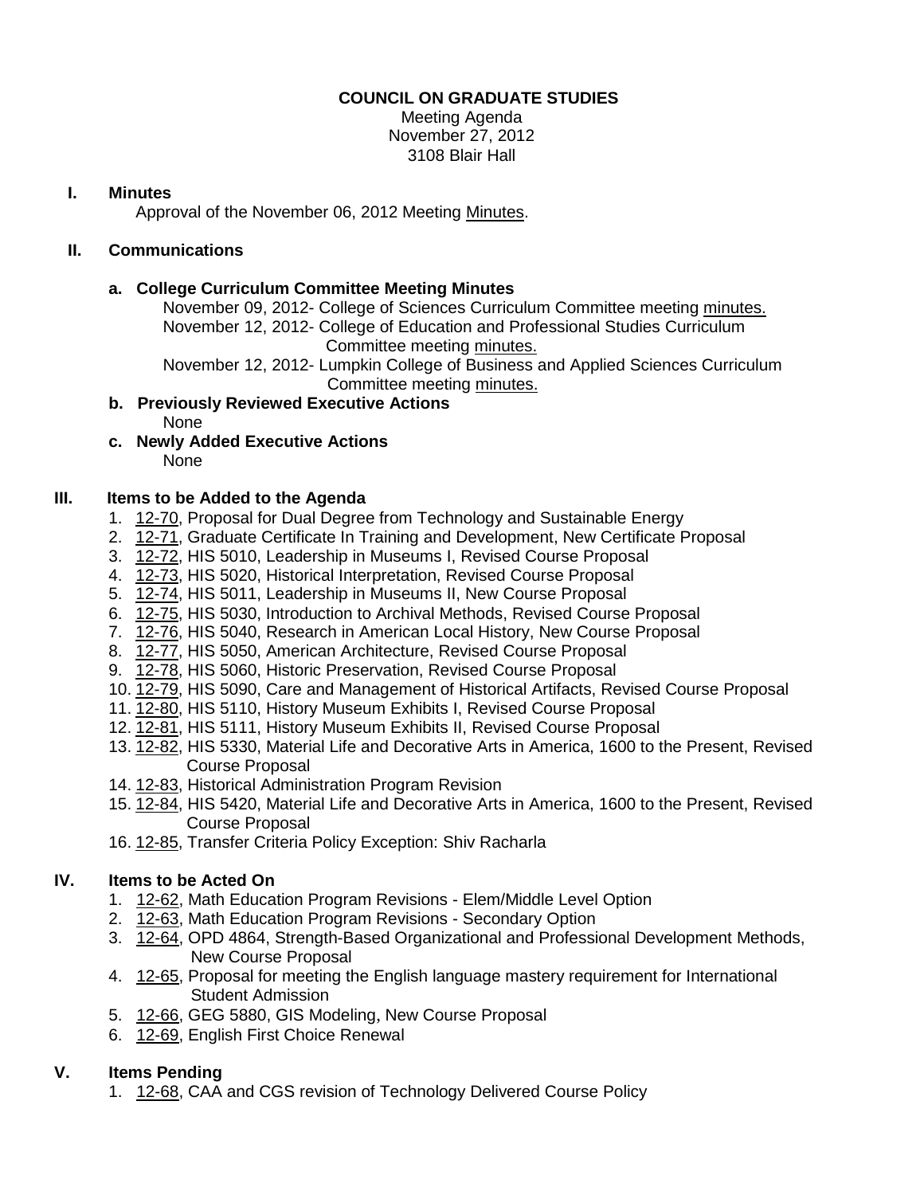**COUNCIL ON GRADUATE STUDIES**

Meeting Agenda
November 27, 2012
3108 Blair Hall

## I. Minutes

Approval of the November 06, 2012 Meeting Minutes.

## II. Communications

**a. College Curriculum Committee Meeting Minutes**

November 09, 2012- College of Sciences Curriculum Committee meeting minutes.
November 12, 2012- College of Education and Professional Studies Curriculum Committee meeting minutes.
November 12, 2012- Lumpkin College of Business and Applied Sciences Curriculum Committee meeting minutes.

**b. Previously Reviewed Executive Actions**

None

**c. Newly Added Executive Actions**

None

## III. Items to be Added to the Agenda

1. 12-70, Proposal for Dual Degree from Technology and Sustainable Energy
2. 12-71, Graduate Certificate In Training and Development, New Certificate Proposal
3. 12-72, HIS 5010, Leadership in Museums I, Revised Course Proposal
4. 12-73, HIS 5020, Historical Interpretation, Revised Course Proposal
5. 12-74, HIS 5011, Leadership in Museums II, New Course Proposal
6. 12-75, HIS 5030, Introduction to Archival Methods, Revised Course Proposal
7. 12-76, HIS 5040, Research in American Local History, New Course Proposal
8. 12-77, HIS 5050, American Architecture, Revised Course Proposal
9. 12-78, HIS 5060, Historic Preservation, Revised Course Proposal
10. 12-79, HIS 5090, Care and Management of Historical Artifacts, Revised Course Proposal
11. 12-80, HIS 5110, History Museum Exhibits I, Revised Course Proposal
12. 12-81, HIS 5111, History Museum Exhibits II, Revised Course Proposal
13. 12-82, HIS 5330, Material Life and Decorative Arts in America, 1600 to the Present, Revised Course Proposal
14. 12-83, Historical Administration Program Revision
15. 12-84, HIS 5420, Material Life and Decorative Arts in America, 1600 to the Present, Revised Course Proposal
16. 12-85, Transfer Criteria Policy Exception: Shiv Racharla

## IV. Items to be Acted On

1. 12-62, Math Education Program Revisions - Elem/Middle Level Option
2. 12-63, Math Education Program Revisions - Secondary Option
3. 12-64, OPD 4864, Strength-Based Organizational and Professional Development Methods, New Course Proposal
4. 12-65, Proposal for meeting the English language mastery requirement for International Student Admission
5. 12-66, GEG 5880, GIS Modeling, New Course Proposal
6. 12-69, English First Choice Renewal

## V. Items Pending

1. 12-68, CAA and CGS revision of Technology Delivered Course Policy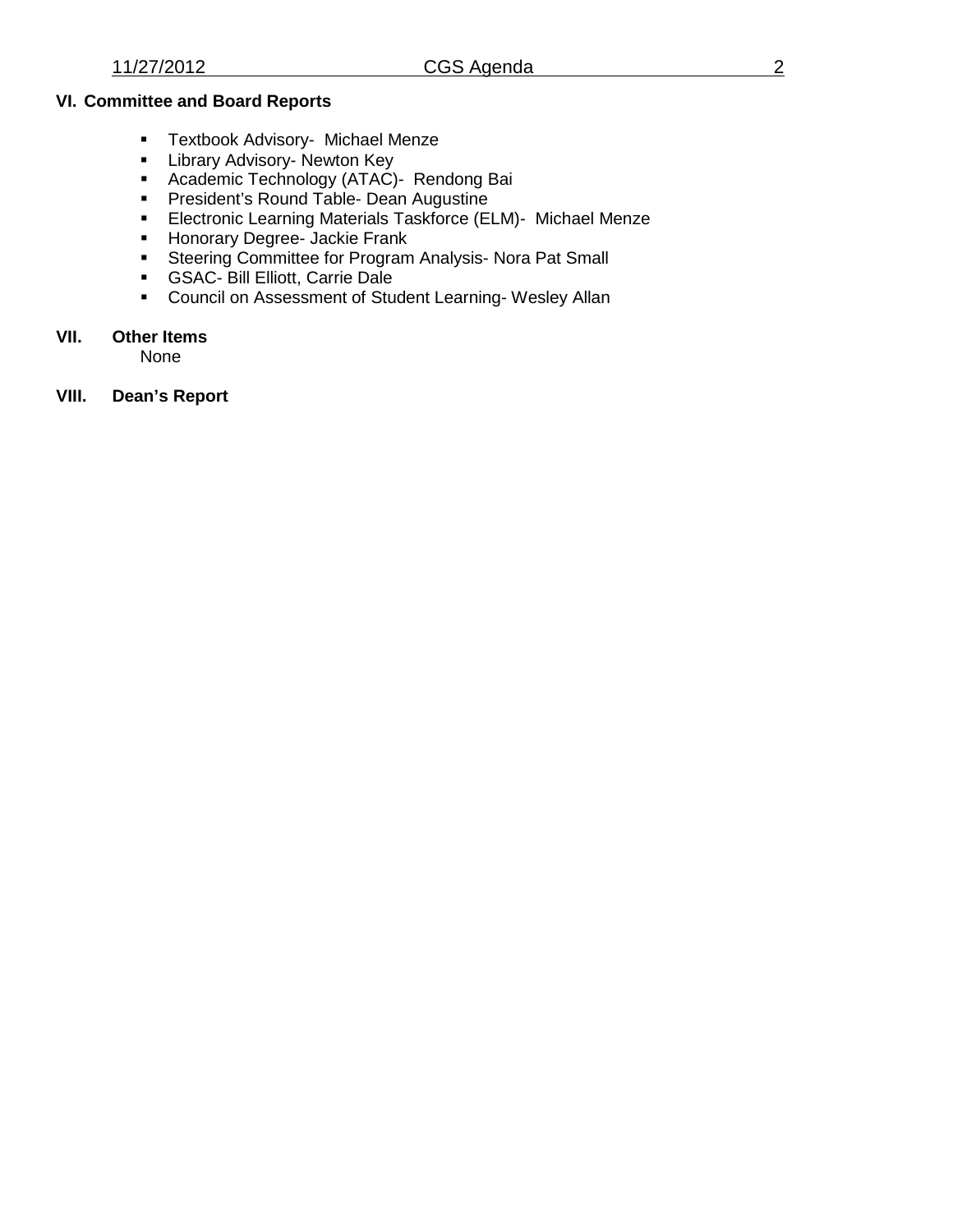## VI. Committee and Board Reports

- Textbook Advisory- Michael Menze
- Library Advisory- Newton Key
- Academic Technology (ATAC)- Rendong Bai
- President's Round Table- Dean Augustine
- Electronic Learning Materials Taskforce (ELM)- Michael Menze
- Honorary Degree- Jackie Frank
- Steering Committee for Program Analysis- Nora Pat Small
- GSAC- Bill Elliott, Carrie Dale
- Council on Assessment of Student Learning- Wesley Allan

## VII. Other Items

None

## VIII. Dean's Report